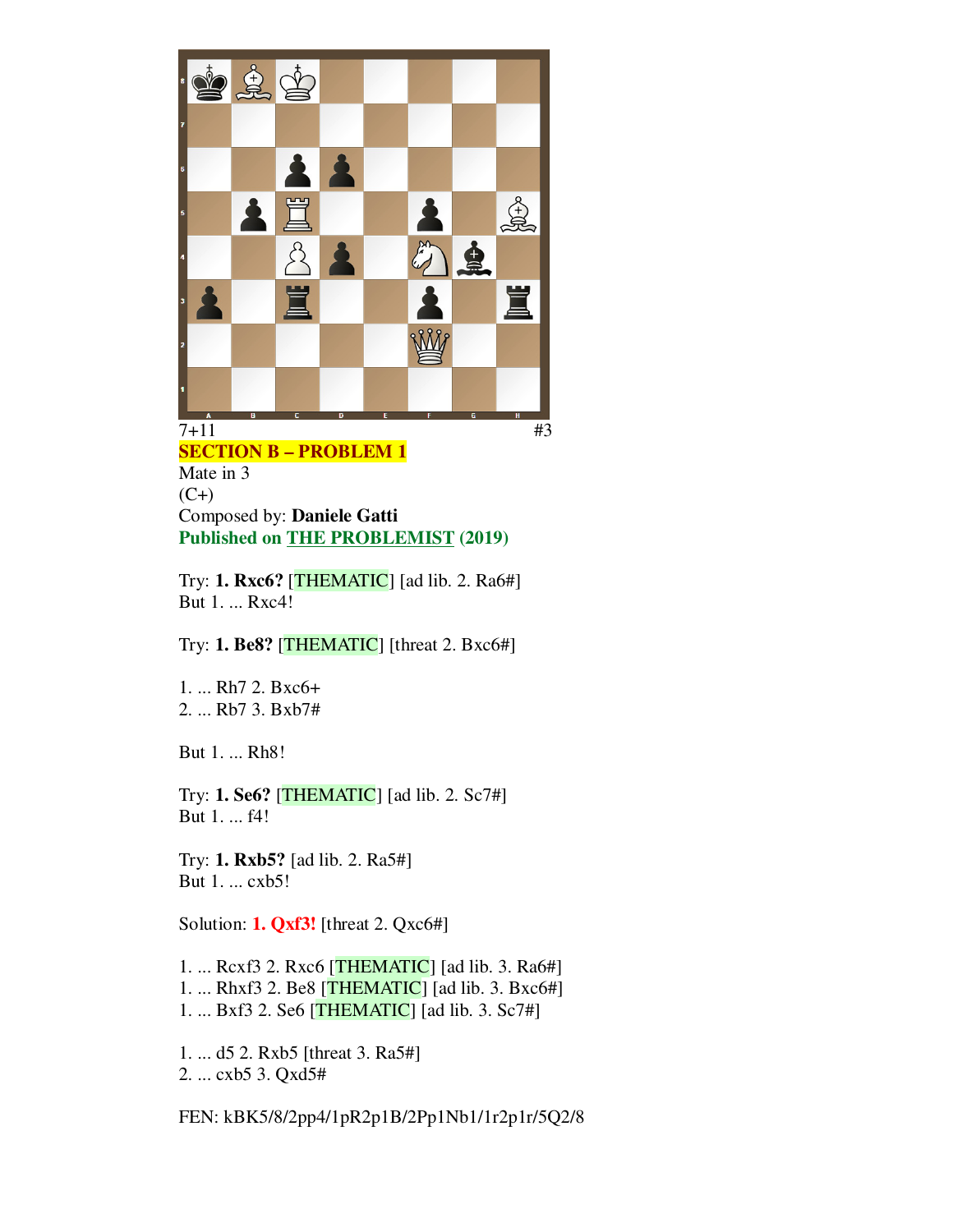7+11 #3

**SECTION B – PROBLEM 1**

Mate in 3

(C+)

Composed by: **Daniele Gatti**

**Published on THE PROBLEMIST (2019)**

Try: **1. Rxc6?** [THEMATIC] [ad lib. 2. Ra6#]
But 1. ... Rxc4!

Try: **1. Be8?** [THEMATIC] [threat 2. Bxc6#]

1. ... Rh7 2. Bxc6+
2. ... Rb7 3. Bxb7#

But 1. ... Rh8!

Try: **1. Se6?** [THEMATIC] [ad lib. 2. Sc7#]
But 1. ... f4!

Try: **1. Rxb5?** [ad lib. 2. Ra5#]
But 1. ... cxb5!

Solution: **1. Qxf3!** [threat 2. Qxc6#]

1. ... Rcxf3 2. Rxc6 [THEMATIC] [ad lib. 3. Ra6#]
1. ... Rhxf3 2. Be8 [THEMATIC] [ad lib. 3. Bxc6#]
1. ... Bxf3 2. Se6 [THEMATIC] [ad lib. 3. Sc7#]

1. ... d5 2. Rxb5 [threat 3. Ra5#]
2. ... cxb5 3. Qxd5#

FEN: kBK5/8/2pp4/1pR2p1B/2Pp1Nb1/1r2p1r/5Q2/8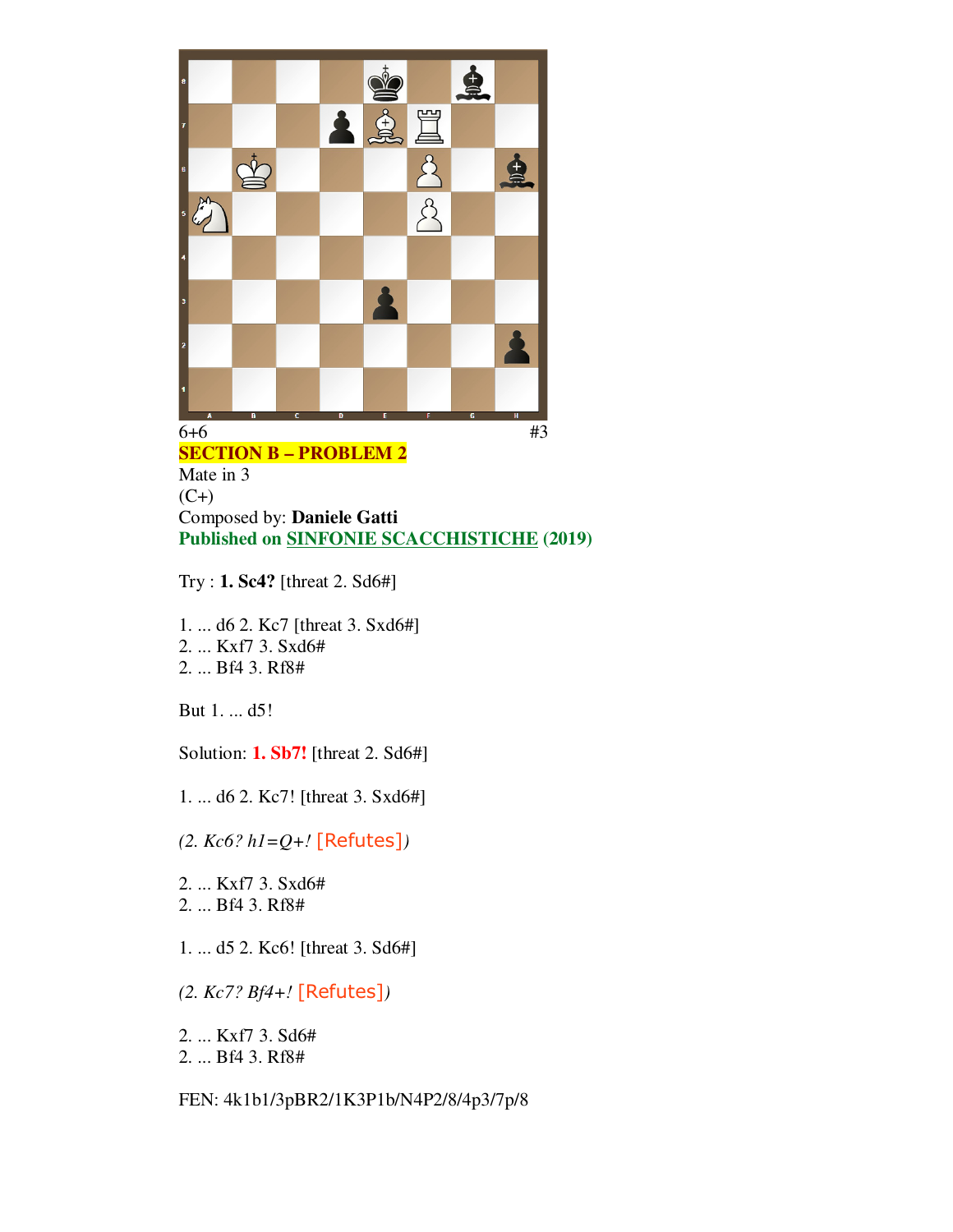6+6 #3

**SECTION B – PROBLEM 2**

Mate in 3

(C+)

Composed by: **Daniele Gatti**

**Published on SINFONIE SCACCHISTICHE (2019)**

Try : **1. Sc4?** [threat 2. Sd6#]

1. ... d6 2. Kc7 [threat 3. Sxd6#]
2. ... Kxf7 3. Sxd6#
2. ... Bf4 3. Rf8#

But 1. ... d5!

Solution: **1. Sb7!** [threat 2. Sd6#]

1. ... d6 2. Kc7! [threat 3. Sxd6#]

*(2. Kc6? h1=Q+!* [Refutes]*)*

2. ... Kxf7 3. Sxd6#
2. ... Bf4 3. Rf8#

1. ... d5 2. Kc6! [threat 3. Sd6#]

*(2. Kc7? Bf4+!* [Refutes]*)*

2. ... Kxf7 3. Sd6#
2. ... Bf4 3. Rf8#

FEN: 4k1b1/3pBR2/1K3P1b/N4P2/8/4p3/7p/8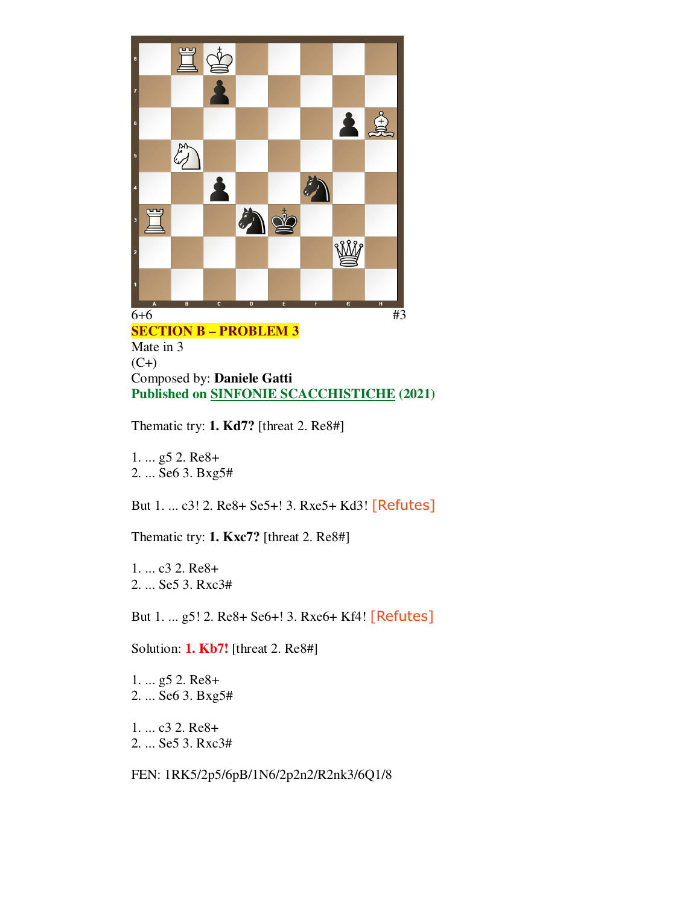6+6 #3

**SECTION B – PROBLEM 3**

Mate in 3

(C+)

Composed by: **Daniele Gatti**

**Published on SINFONIE SCACCHISTICHE (2021)**

Thematic try: **1. Kd7?** [threat 2. Re8#]

1. ... g5 2. Re8+
2. ... Se6 3. Bxg5#

But 1. ... c3! 2. Re8+ Se5+! 3. Rxe5+ Kd3! [Refutes]

Thematic try: **1. Kxc7?** [threat 2. Re8#]

1. ... c3 2. Re8+
2. ... Se5 3. Rxc3#

But 1. ... g5! 2. Re8+ Se6+! 3. Rxe6+ Kf4! [Refutes]

Solution: **1. Kb7!** [threat 2. Re8#]

1. ... g5 2. Re8+
2. ... Se6 3. Bxg5#

1. ... c3 2. Re8+
2. ... Se5 3. Rxc3#

FEN: 1RK5/2p5/6pB/1N6/2p2n2/R2nk3/6Q1/8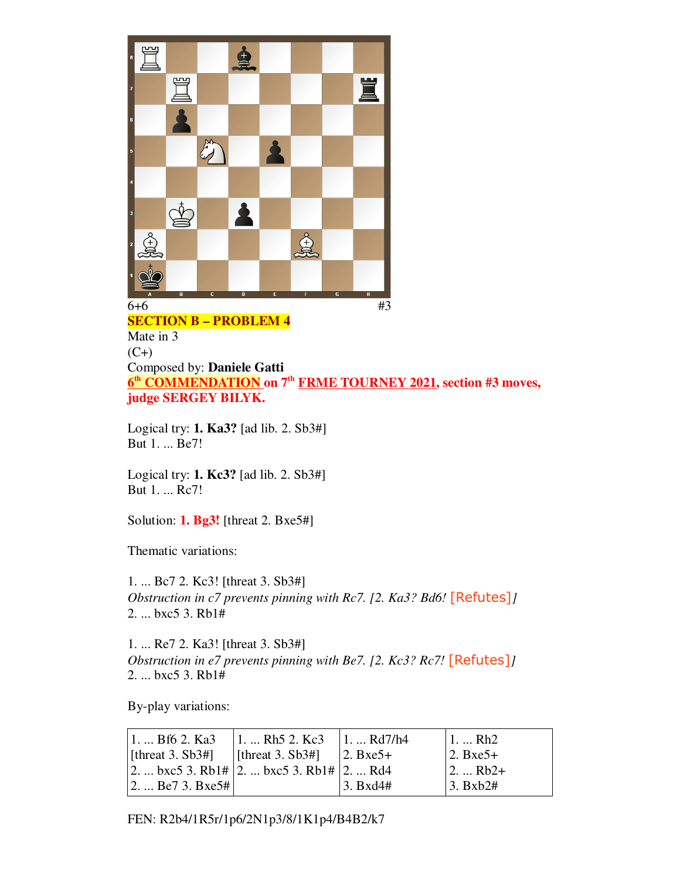6+6 #3

**SECTION B – PROBLEM 4**

Mate in 3

(C+)

Composed by: **Daniele Gatti**

**6th COMMENDATION on 7th FRME TOURNEY 2021, section #3 moves, judge SERGEY BILYK.**

Logical try: **1. Ka3?** [ad lib. 2. Sb3#]
But 1. ... Be7!

Logical try: **1. Kc3?** [ad lib. 2. Sb3#]
But 1. ... Rc7!

Solution: **1. Bg3!** [threat 2. Bxe5#]

Thematic variations:

1. ... Bc7 2. Kc3! [threat 3. Sb3#]
*Obstruction in c7 prevents pinning with Rc7. [2. Ka3? Bd6!* [Refutes]*]*
2. ... bxc5 3. Rb1#

1. ... Re7 2. Ka3! [threat 3. Sb3#]
*Obstruction in e7 prevents pinning with Be7. [2. Kc3? Rc7!* [Refutes]*]*
2. ... bxc5 3. Rb1#

By-play variations:

| | | | |
|---|---|---|---|
| 1. ... Bf6 2. Ka3 [threat 3. Sb3#] 2. ... bxc5 3. Rb1# 2. ... Be7 3. Bxe5# | 1. ... Rh5 2. Kc3 [threat 3. Sb3#] 2. ... bxc5 3. Rb1# | 1. ... Rd7/h4 2. Bxe5+ 2. ... Rd4 3. Bxd4# | 1. ... Rh2 2. Bxe5+ 2. ... Rb2+ 3. Bxb2# |

FEN: R2b4/1R5r/1p6/2N1p3/8/1K1p4/B4B2/k7